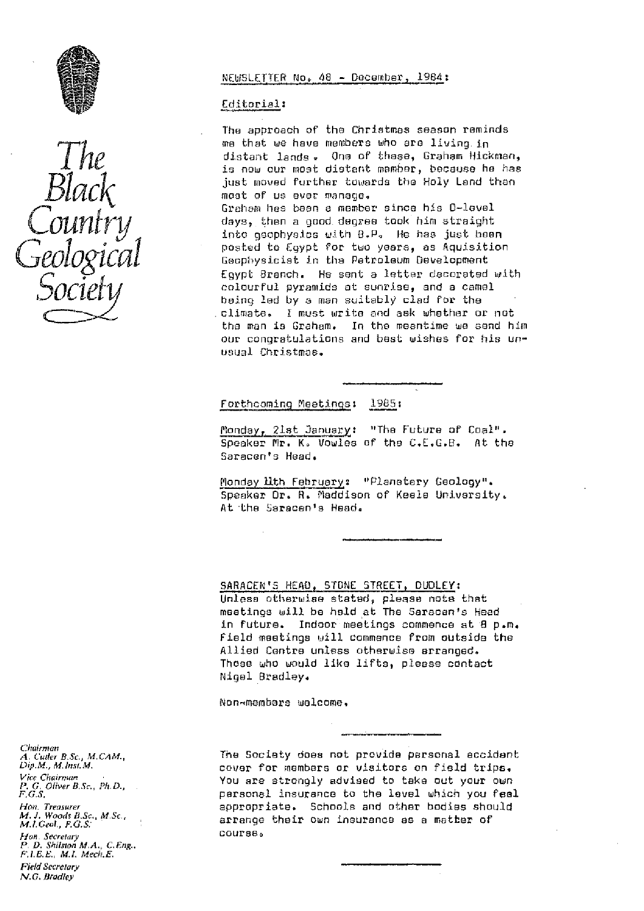# The Black Country Geological Society

## NEWSLETTER No. 48 - December, 1984:

### Editorial:

The approach of the Christmas season reminds me that we have members who are living in distant lands. One of these, Graham Hickman, is now our most distant member, because he has just moved further towards the Holy Land than most of us ever manage.

Graham has been a member since his O-level days, then a good degree took him straight into geophysics with B.P. He has just been posted to Egypt for two years, as Aquisition Geophysicist in the Petroleum Development Egypt Branch. He sent a letter decorated with colourful pyramids at sunrise, and a camel being led by a man suitably clad for the climate. I must write and ask whether or not the man is Graham. In the meantime we send him our congratulations and best wishes for his unusual Christmas.

---

### Forthcoming Meetings: 1985:

Monday, 21st January: "The Future of Coal". Speaker Mr. K. Vowles of the C.E.G.B. At the Saracen's Head.

Monday 11th February: "Planetary Geology". Speaker Dr. R. Maddison of Keele University. At the Saracen's Head.

---

### SARACEN'S HEAD, STONE STREET, DUDLEY:

Unless otherwise stated, please note that meetings will be held at The Saracen's Head in future. Indoor meetings commence at 8 p.m. Field meetings will commence from outside the Allied Centre unless otherwise arranged. Those who would like lifts, please contact Nigel Bradley.

Non-members welcome.

---

The Society does not provide personal accident cover for members or visitors on field trips. You are strongly advised to take out your own personal insurance to the level which you feel appropriate. Schools and other bodies should arrange their own insurance as a matter of course.

---

*Chairman*
*A. Cutler B.Sc., M.CAM., Dip.M., M.Inst.M.*

*Vice Chairman*
*P. G. Oliver B.Sc., Ph.D., F.G.S.*

*Hon. Treasurer*
*M. J. Woods B.Sc., M.Sc., M.I.Geol., F.G.S.*

*Hon. Secretary*
*P. D. Shilston M.A., C.Eng., F.I.E.E., M.I. Mech.E.*

*Field Secretary*
*N.G. Bradley*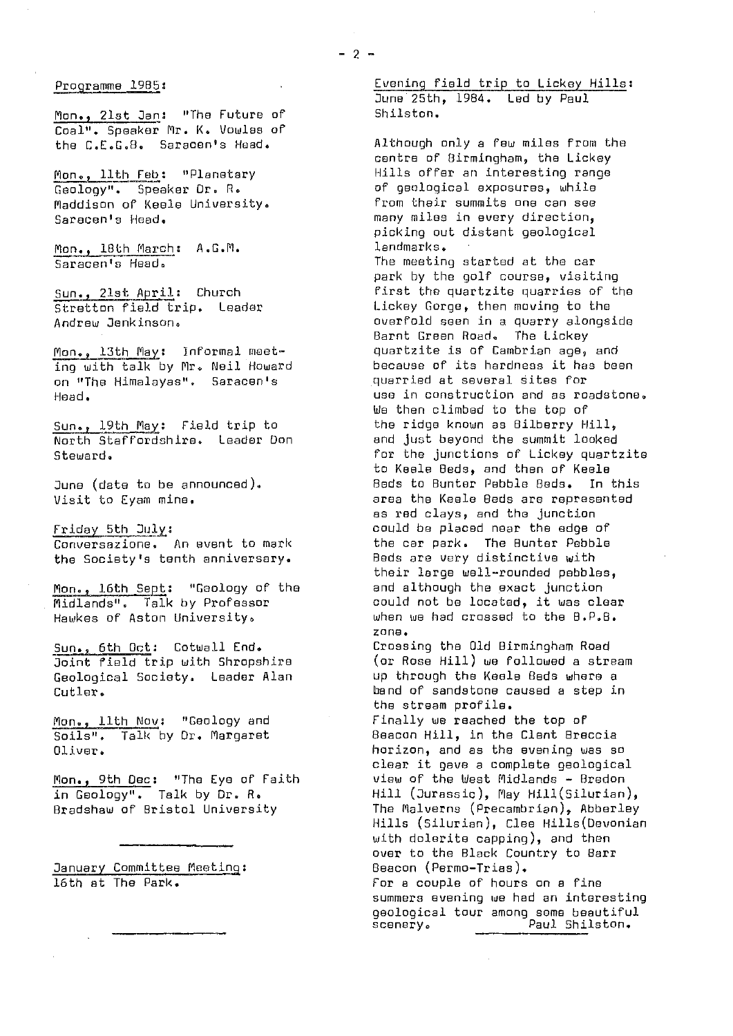## Programme 1985:

Mon., 21st Jan: "The Future of Coal". Speaker Mr. K. Vowles of the C.E.G.B. Saracen's Head.

Mon., 11th Feb: "Planetary Geology". Speaker Dr. R. Maddison of Keele University. Saracen's Head.

Mon., 18th March: A.G.M. Saracen's Head.

Sun., 21st April: Church Stretton field trip. Leader Andrew Jenkinson.

Mon., 13th May: Informal meeting with talk by Mr. Neil Howard on "The Himalayas". Saracen's Head.

Sun., 19th May: Field trip to North Staffordshire. Leader Don Steward.

June (date to be announced). Visit to Eyam mine.

Friday 5th July: Conversazione. An event to mark the Society's tenth anniversary.

Mon., 16th Sept: "Geology of the Midlands". Talk by Professor Hawkes of Aston University.

Sun., 6th Oct: Cotwall End. Joint field trip with Shropshire Geological Society. Leader Alan Cutler.

Mon., 11th Nov: "Geology and Soils". Talk by Dr. Margaret Oliver.

Mon., 9th Dec: "The Eye of Faith in Geology". Talk by Dr. R. Bradshaw of Bristol University

---

January Committee Meeting: 16th at The Park.

---

## Evening field trip to Lickey Hills:

June 25th, 1984. Led by Paul Shilston.

Although only a few miles from the centre of Birmingham, the Lickey Hills offer an interesting range of geological exposures, while from their summits one can see many miles in every direction, picking out distant geological landmarks.

The meeting started at the car park by the golf course, visiting first the quartzite quarries of the Lickey Gorge, then moving to the overfold seen in a quarry alongside Barnt Green Road. The Lickey quartzite is of Cambrian age, and because of its hardness it has been quarried at several sites for use in construction and as roadstone.

We then climbed to the top of the ridge known as Bilberry Hill, and just beyond the summit looked for the junctions of Lickey quartzite to Keele Beds, and then of Keele Beds to Bunter Pebble Beds. In this area the Keele Beds are represented as red clays, and the junction could be placed near the edge of the car park. The Bunter Pebble Beds are very distinctive with their large well-rounded pebbles, and although the exact junction could not be located, it was clear when we had crossed to the B.P.B. zone.

Crossing the Old Birmingham Road (or Rose Hill) we followed a stream up through the Keele Beds where a band of sandstone caused a step in the stream profile.

Finally we reached the top of Beacon Hill, in the Clent Breccia horizon, and as the evening was so clear it gave a complete geological view of the West Midlands - Bredon Hill (Jurassic), May Hill(Silurian), The Malverns (Precambrian), Abberley Hills (Silurian), Clee Hills(Devonian with dolerite capping), and then over to the Black Country to Barr Beacon (Permo-Trias).

For a couple of hours on a fine summers evening we had an interesting geological tour among some beautiful scenery.

Paul Shilston.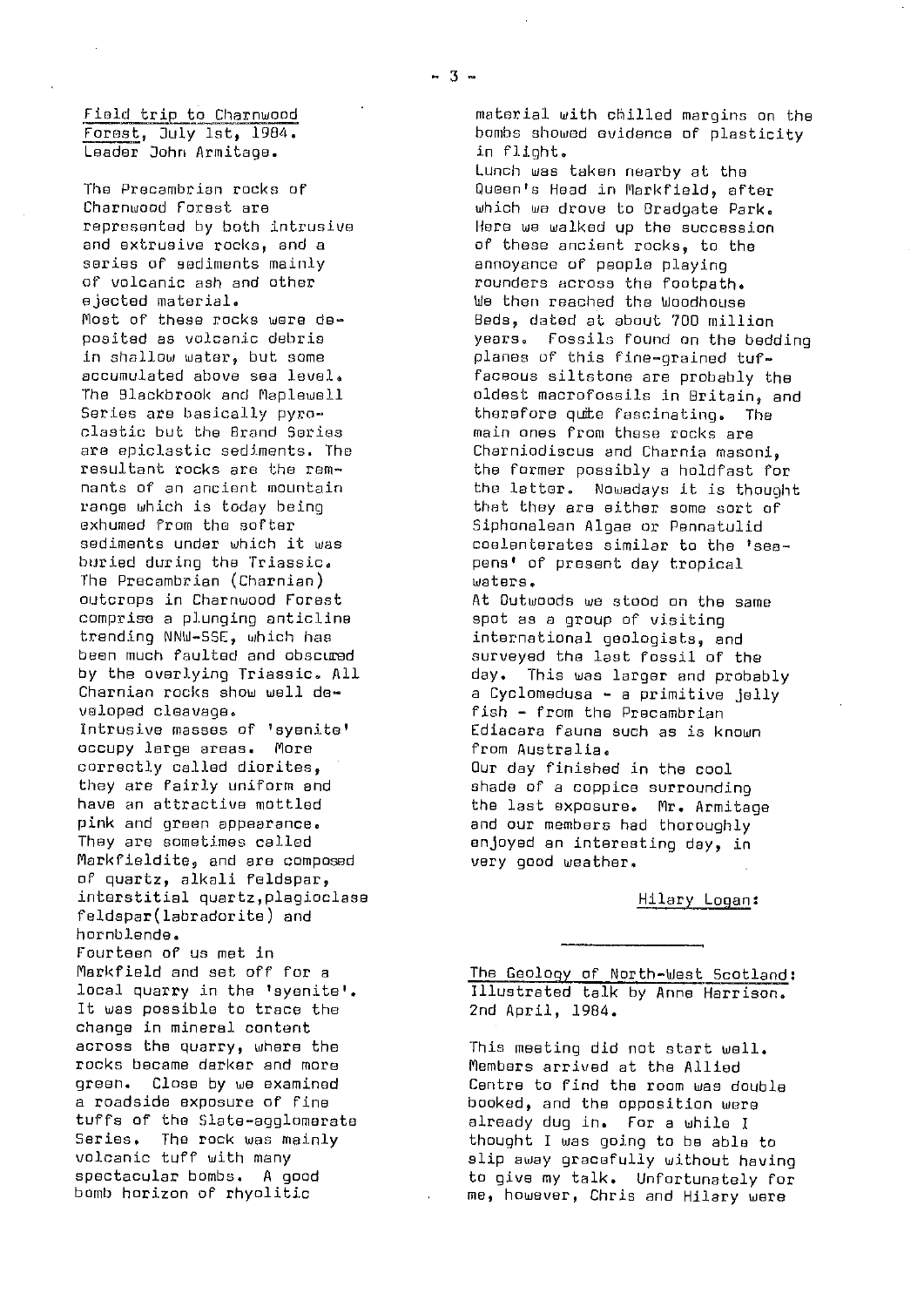Field trip to Charnwood Forest, July 1st, 1984.
Leader John Armitage.

The Precambrian rocks of Charnwood Forest are represented by both intrusive and extrusive rocks, and a series of sediments mainly of volcanic ash and other ejected material.
Most of these rocks were deposited as volcanic debris in shallow water, but some accumulated above sea level. The Blackbrook and Maplewell Series are basically pyroclastic but the Brand Series are epiclastic sediments. The resultant rocks are the remnants of an ancient mountain range which is today being exhumed from the softer sediments under which it was buried during the Triassic. The Precambrian (Charnian) outcrops in Charnwood Forest comprise a plunging anticline trending NNW-SSE, which has been much faulted and obscured by the overlying Triassic. All Charnian rocks show well developed cleavage.
Intrusive masses of 'syenite' occupy large areas. More correctly called diorites, they are fairly uniform and have an attractive mottled pink and green appearance. They are sometimes called Markfieldite, and are composed of quartz, alkali feldspar, interstitial quartz,plagioclase feldspar(labradorite) and hornblende.
Fourteen of us met in Markfield and set off for a local quarry in the 'syenite'. It was possible to trace the change in mineral content across the quarry, where the rocks became darker and more green. Close by we examined a roadside exposure of fine tuffs of the Slate-agglomerate Series. The rock was mainly volcanic tuff with many spectacular bombs. A good bomb horizon of rhyolitic material with chilled margins on the bombs showed evidence of plasticity in flight.
Lunch was taken nearby at the Queen's Head in Markfield, after which we drove to Bradgate Park. Here we walked up the succession of these ancient rocks, to the annoyance of people playing rounders across the footpath. We then reached the Woodhouse Beds, dated at about 700 million years. Fossils found on the bedding planes of this fine-grained tuffaceous siltstone are probably the oldest macrofossils in Britain, and therefore quite fascinating. The main ones from these rocks are Charniodiscus and Charnia masoni, the former possibly a holdfast for the latter. Nowadays it is thought that they are either some sort of Siphonalean Algae or Pennatulid coelenterates similar to the 'sea-pens' of present day tropical waters.
At Outwoods we stood on the same spot as a group of visiting international geologists, and surveyed the last fossil of the day. This was larger and probably a Cyclomedusa - a primitive jelly fish - from the Precambrian Ediacara fauna such as is known from Australia.
Our day finished in the cool shade of a coppice surrounding the last exposure. Mr. Armitage and our members had thoroughly enjoyed an interesting day, in very good weather.

Hilary Logan:

---

The Geology of North-West Scotland: Illustrated talk by Anne Harrison. 2nd April, 1984.

This meeting did not start well. Members arrived at the Allied Centre to find the room was double booked, and the opposition were already dug in. For a while I thought I was going to be able to slip away gracefully without having to give my talk. Unfortunately for me, however, Chris and Hilary were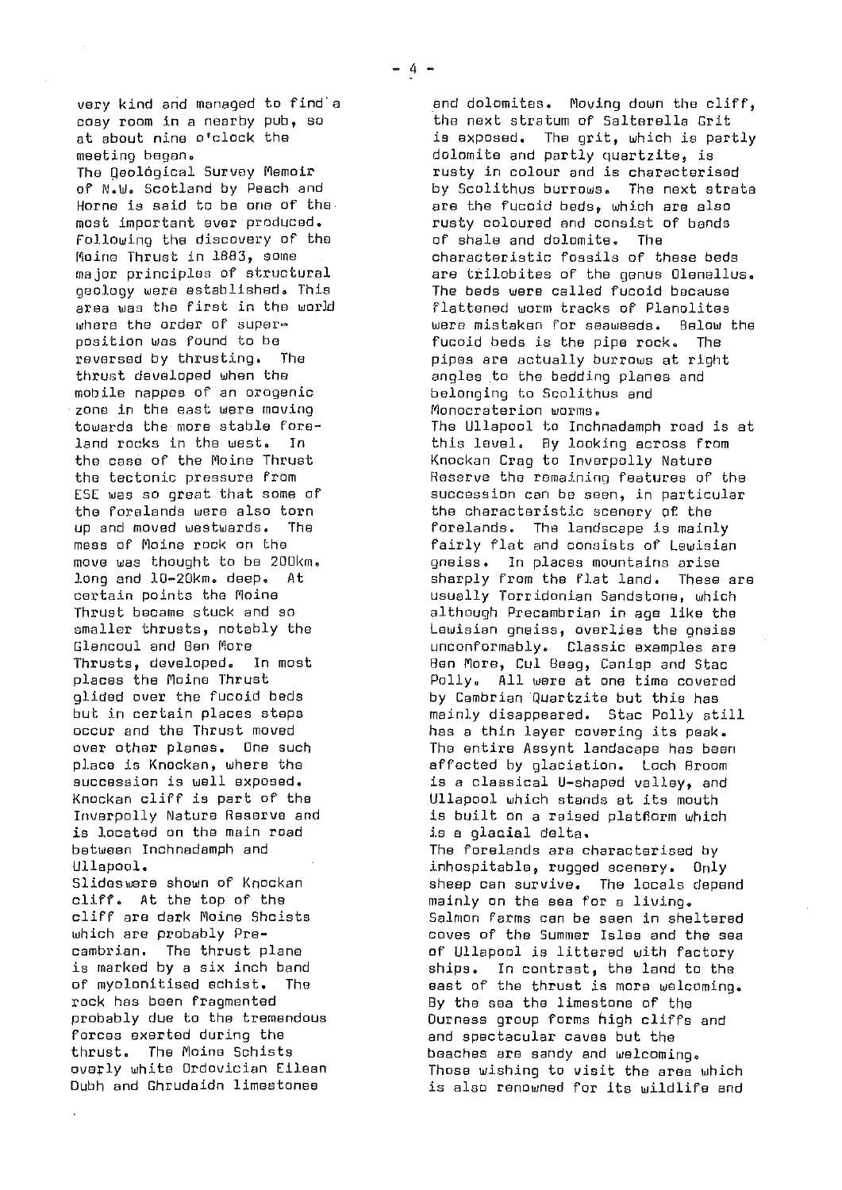very kind and managed to find a cosy room in a nearby pub, so at about nine o'clock the meeting began.

The Geological Survey Memoir of N.W. Scotland by Peach and Horne is said to be one of the most important ever produced. Following the discovery of the Moine Thrust in 1883, some major principles of structural geology were established. This area was the first in the world where the order of superposition was found to be reversed by thrusting. The thrust developed when the mobile nappes of an orogenic zone in the east were moving towards the more stable foreland rocks in the west. In the case of the Moine Thrust the tectonic pressure from ESE was so great that some of the forelands were also torn up and moved westwards. The mass of Moine rock on the move was thought to be 200km. long and 10-20km. deep. At certain points the Moine Thrust became stuck and so smaller thrusts, notably the Glencoul and Ben More Thrusts, developed. In most places the Moine Thrust glided over the fucoid beds but in certain places steps occur and the Thrust moved over other planes. One such place is Knockan, where the succession is well exposed. Knockan cliff is part of the Inverpolly Nature Reserve and is located on the main road between Inchnadamph and Ullapool.

Slides were shown of Knockan cliff. At the top of the cliff are dark Moine Shcists which are probably Precambrian. The thrust plane is marked by a six inch band of myolonitised schist. The rock has been fragmented probably due to the tremendous forces exerted during the thrust. The Moine Schists overly white Ordovician Eilean Dubh and Ghrudaidh limestones and dolomites. Moving down the cliff, the next stratum of Salterella Grit is exposed. The grit, which is partly dolomite and partly quartzite, is rusty in colour and is characterised by Scolithus burrows. The next strata are the fucoid beds, which are also rusty coloured and consist of bands of shale and dolomite. The characteristic fossils of these beds are trilobites of the genus Olenellus. The beds were called fucoid because flattened worm tracks of Planolites were mistaken for seaweeds. Below the fucoid beds is the pipe rock. The pipes are actually burrows at right angles to the bedding planes and belonging to Scolithus and Monocraterion worms.

The Ullapool to Inchnadamph road is at this level. By looking across from Knockan Crag to Inverpolly Nature Reserve the remaining features of the succession can be seen, in particular the characteristic scenery of the forelands. The landscape is mainly fairly flat and consists of Lewisian gneiss. In places mountains arise sharply from the flat land. These are usually Torridonian Sandstone, which although Precambrian in age like the Lewisian gneiss, overlies the gneiss unconformably. Classic examples are Ben More, Cul Beag, Canisp and Stac Polly. All were at one time covered by Cambrian Quartzite but this has mainly disappeared. Stac Polly still has a thin layer covering its peak. The entire Assynt landscape has been affected by glaciation. Loch Broom is a classical U-shaped valley, and Ullapool which stands at its mouth is built on a raised platform which is a glacial delta.

The forelands are characterised by inhospitable, rugged scenery. Only sheep can survive. The locals depend mainly on the sea for a living. Salmon farms can be seen in sheltered coves of the Summer Isles and the sea of Ullapool is littered with factory ships. In contrast, the land to the east of the thrust is more welcoming. By the sea the limestone of the Durness group forms high cliffs and and spectacular caves but the beaches are sandy and welcoming. Those wishing to visit the area which is also renowned for its wildlife and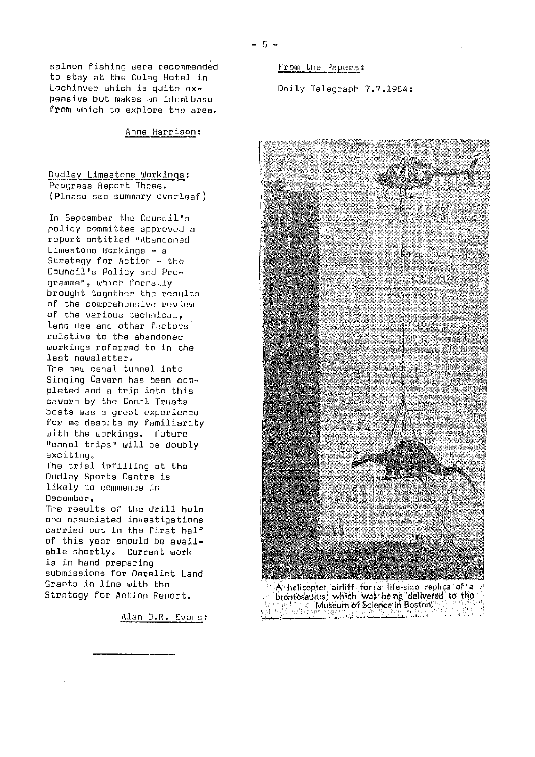salmon fishing were recommended to stay at the Culag Hotel in Lochinver which is quite expensive but makes an ideal base from which to explore the area.

Anne Harrison:

Dudley Limestone Workings:
Progress Report Three.
(Please see summary overleaf)

In September the Council's policy committee approved a report entitled "Abandoned Limestone Workings - a Strategy for Action - the Council's Policy and Programme", which formally brought together the results of the comprehensive review of the various technical, land use and other factors relative to the abandoned workings referred to in the last newsletter.
The new canal tunnel into Singing Cavern has been completed and a trip into this cavern by the Canal Trusts boats was a great experience for me despite my familiarity with the workings. Future "canal trips" will be doubly exciting.
The trial infilling at the Dudley Sports Centre is likely to commence in December.
The results of the drill hole and associated investigations carried out in the first half of this year should be available shortly. Current work is in hand preparing submissions for Derelict Land Grants in line with the Strategy for Action Report.

Alan J.R. Evans:

From the Papers:

Daily Telegraph 7.7.1984:

A helicopter airlift for a life-size replica of a brontosaurus, which was being delivered to the Museum of Science in Boston.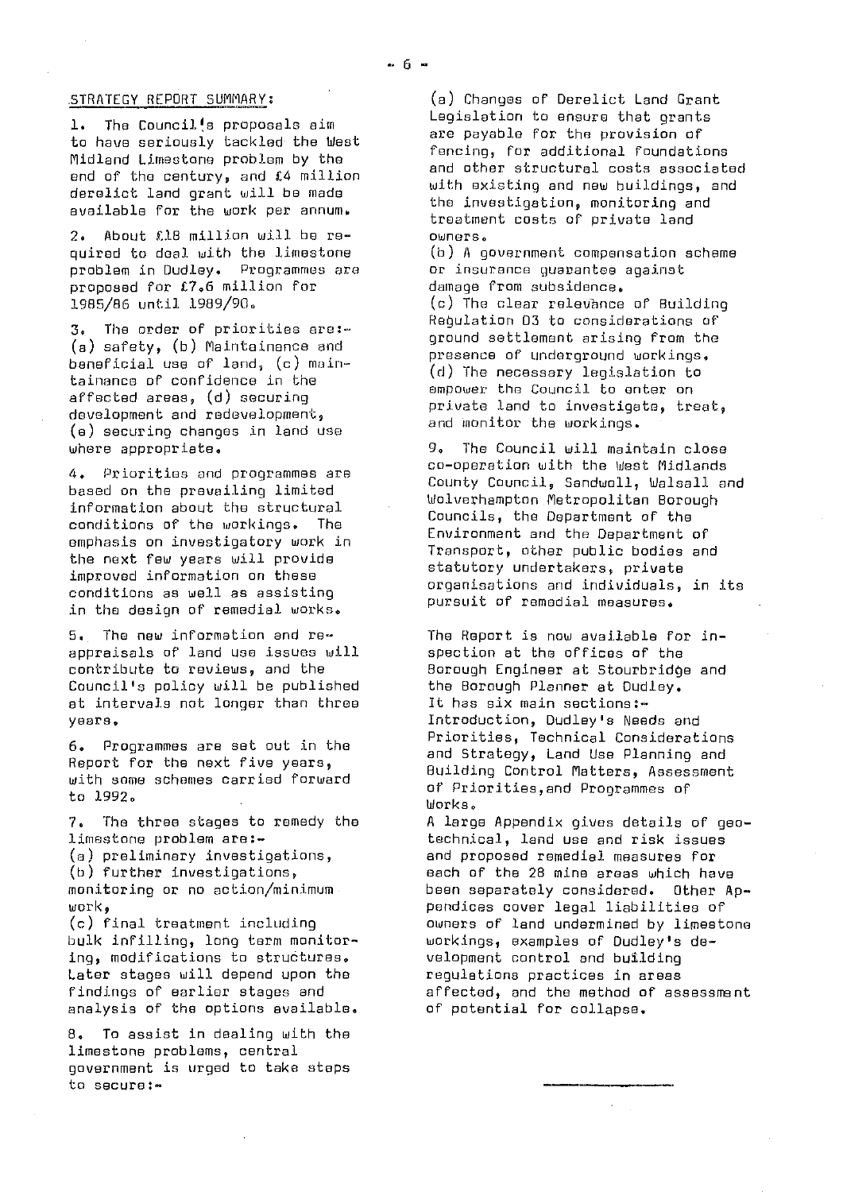## STRATEGY REPORT SUMMARY:

1. The Council's proposals aim to have seriously tackled the West Midland Limestone problem by the end of the century, and £4 million derelict land grant will be made available for the work per annum.

2. About £18 million will be required to deal with the limestone problem in Dudley. Programmes are proposed for £7.6 million for 1985/86 until 1989/90.

3. The order of priorities are:- (a) safety, (b) Maintainance and beneficial use of land, (c) maintainance of confidence in the affected areas, (d) securing development and redevelopment, (e) securing changes in land use where appropriate.

4. Priorities and programmes are based on the prevailing limited information about the structural conditions of the workings. The emphasis on investigatory work in the next few years will provide improved information on these conditions as well as assisting in the design of remedial works.

5. The new information and re-appraisals of land use issues will contribute to reviews, and the Council's policy will be published at intervals not longer than three years.

6. Programmes are set out in the Report for the next five years, with some schemes carried forward to 1992.

7. The three stages to remedy the limestone problem are:-
(a) preliminary investigations,
(b) further investigations, monitoring or no action/minimum work,
(c) final treatment including bulk infilling, long term monitoring, modifications to structures.
Later stages will depend upon the findings of earlier stages and analysis of the options available.

8. To assist in dealing with the limestone problems, central government is urged to take steps to secure:-
(a) Changes of Derelict Land Grant Legislation to ensure that grants are payable for the provision of fencing, for additional foundations and other structural costs associated with existing and new buildings, and the investigation, monitoring and treatment costs of private land owners.
(b) A government compensation scheme or insurance guarantee against damage from subsidence.
(c) The clear relevance of Building Regulation D3 to considerations of ground settlement arising from the presence of underground workings.
(d) The necessary legislation to empower the Council to enter on private land to investigate, treat, and monitor the workings.

9. The Council will maintain close co-operation with the West Midlands County Council, Sandwell, Walsall and Wolverhampton Metropolitan Borough Councils, the Department of the Environment and the Department of Transport, other public bodies and statutory undertakers, private organisations and individuals, in its pursuit of remedial measures.

The Report is now available for inspection at the offices of the Borough Engineer at Stourbridge and the Borough Planner at Dudley. It has six main sections:- Introduction, Dudley's Needs and Priorities, Technical Considerations and Strategy, Land Use Planning and Building Control Matters, Assessment of Priorities, and Programmes of Works.
A large Appendix gives details of geotechnical, land use and risk issues and proposed remedial measures for each of the 28 mine areas which have been separately considered. Other Appendices cover legal liabilities of owners of land undermined by limestone workings, examples of Dudley's development control and building regulations practices in areas affected, and the method of assessment of potential for collapse.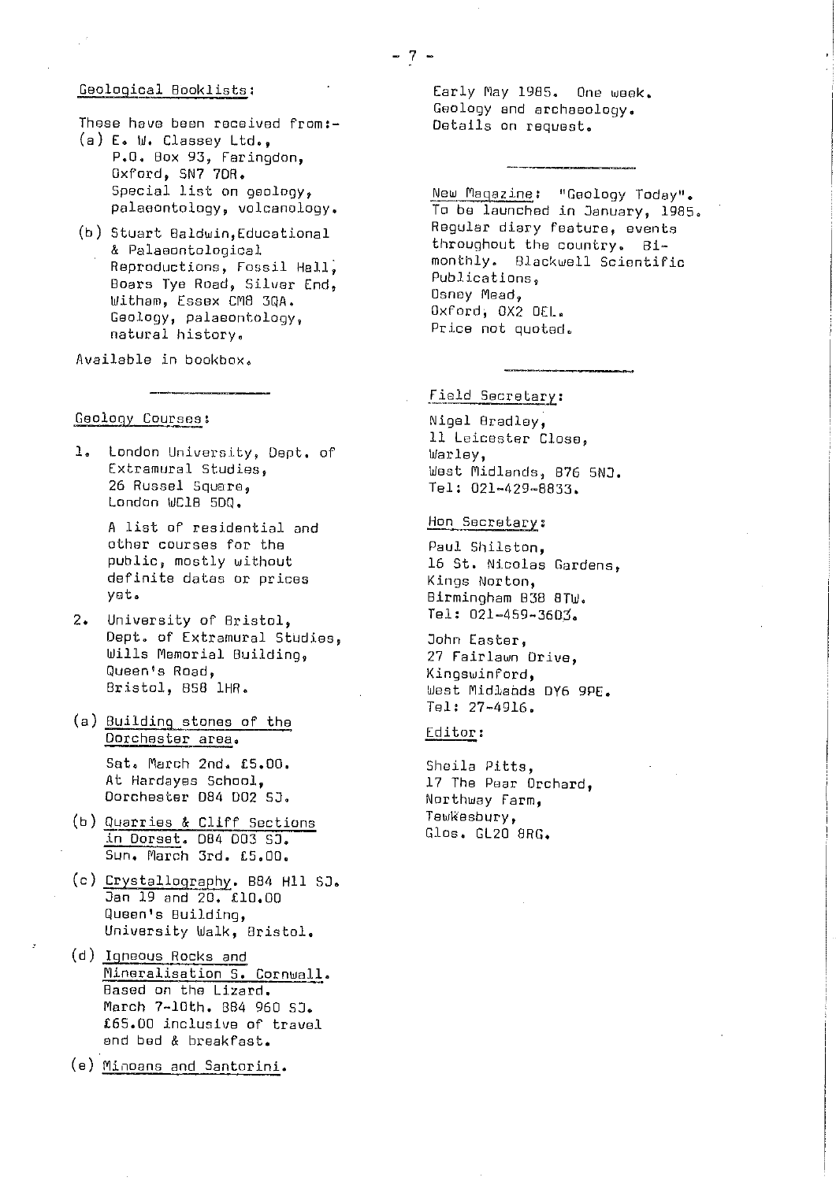Geological Booklists:

These have been received from:-

(a) E. W. Classey Ltd.,
P.O. Box 93, Faringdon,
Oxford, SN7 7DR.
Special list on geology, palaeontology, volcanology.

(b) Stuart Baldwin, Educational & Palaeontological Reproductions, Fossil Hall, Boars Tye Road, Silver End, Witham, Essex CM8 3QA.
Geology, palaeontology, natural history.

Available in bookbox.

---

Geology Courses:

1. London University, Dept. of Extramural Studies,
26 Russel Square,
London WC1B 5DQ.

   A list of residential and other courses for the public, mostly without definite dates or prices yet.

2. University of Bristol,
Dept. of Extramural Studies,
Wills Memorial Building,
Queen's Road,
Bristol, BS8 1HR.

(a) Building stones of the Dorchester area.
Sat. March 2nd. £5.00.
At Hardayes School,
Dorchester D84 DO2 SJ.

(b) Quarries & Cliff Sections in Dorset. D84 DO3 SJ.
Sun. March 3rd. £5.00.

(c) Crystallography. B84 H11 SJ.
Jan 19 and 20. £10.00
Queen's Building,
University Walk, Bristol.

(d) Igneous Rocks and Mineralisation S. Cornwall.
Based on the Lizard.
March 7-10th. B84 960 SJ.
£65.00 inclusive of travel and bed & breakfast.

(e) Minoans and Santorini.
Early May 1985. One week.
Geology and archaeology.
Details on request.

---

New Magazine: "Geology Today".
To be launched in January, 1985.
Regular diary feature, events throughout the country. Bi-monthly. Blackwell Scientific Publications,
Osney Mead,
Oxford, OX2 0EL.
Price not quoted.

---

Field Secretary:

Nigel Bradley,
11 Leicester Close,
Warley,
West Midlands, B76 5NJ.
Tel: 021-429-8833.

Hon Secretary:

Paul Shilston,
16 St. Nicolas Gardens,
Kings Norton,
Birmingham B38 8TW.
Tel: 021-459-3603.

John Easter,
27 Fairlawn Drive,
Kingswinford,
West Midlands DY6 9PE.
Tel: 27-4916.

Editor:

Sheila Pitts,
17 The Pear Orchard,
Northway Farm,
Tewkesbury,
Glos. GL20 8RG.